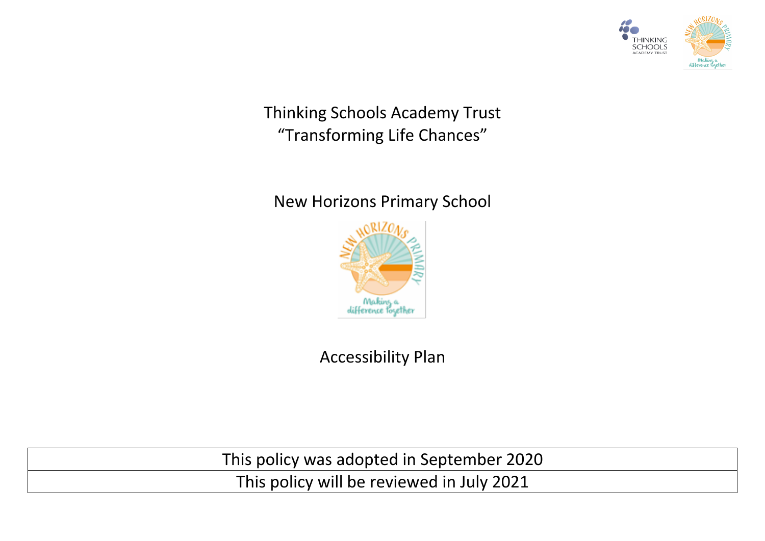# Thinking Schools Academy Trust

"Transforming Life Chances"

## New Horizons Primary School

## Accessibility Plan

| This policy was adopted in September 2020 |
| --- |
| This policy will be reviewed in July 2021 |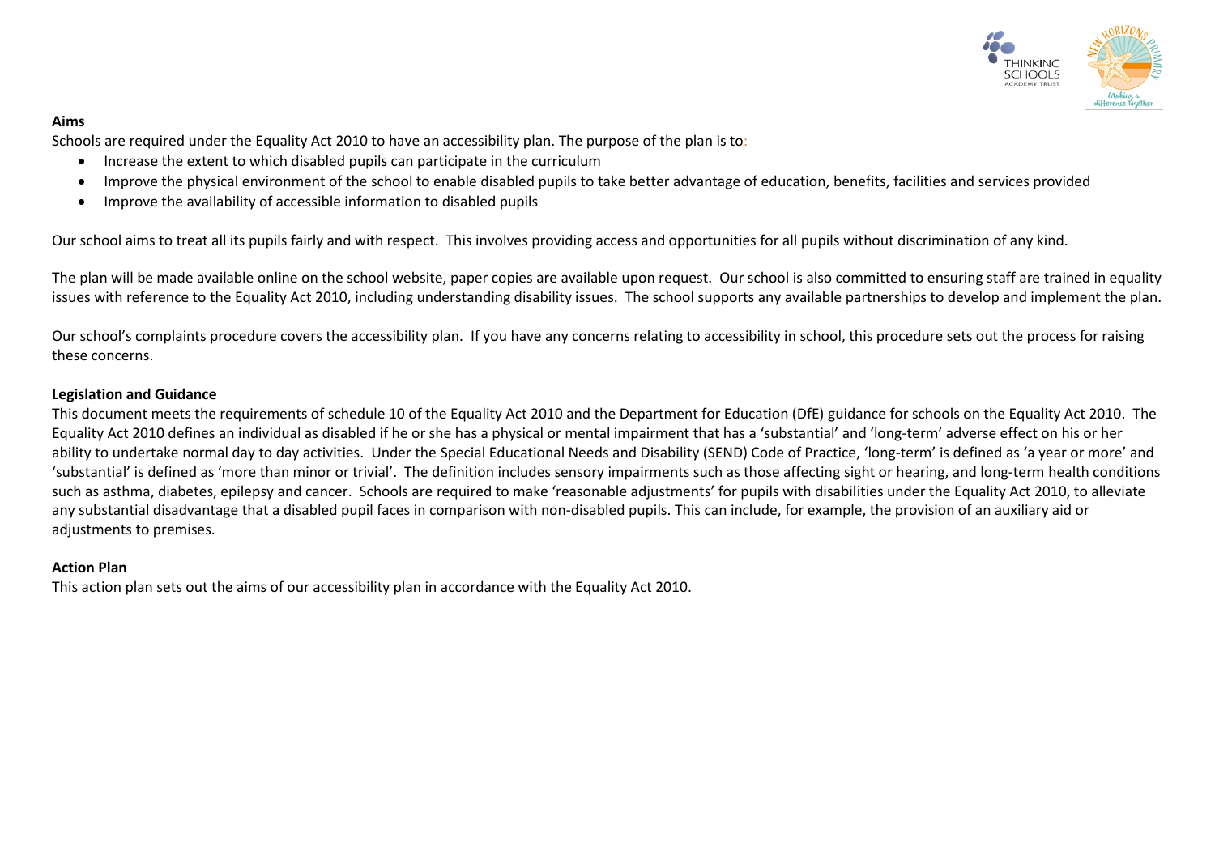**Aims**

Schools are required under the Equality Act 2010 to have an accessibility plan. The purpose of the plan is to:

- Increase the extent to which disabled pupils can participate in the curriculum
- Improve the physical environment of the school to enable disabled pupils to take better advantage of education, benefits, facilities and services provided
- Improve the availability of accessible information to disabled pupils

Our school aims to treat all its pupils fairly and with respect. This involves providing access and opportunities for all pupils without discrimination of any kind.

The plan will be made available online on the school website, paper copies are available upon request. Our school is also committed to ensuring staff are trained in equality issues with reference to the Equality Act 2010, including understanding disability issues. The school supports any available partnerships to develop and implement the plan.

Our school's complaints procedure covers the accessibility plan. If you have any concerns relating to accessibility in school, this procedure sets out the process for raising these concerns.

**Legislation and Guidance**

This document meets the requirements of schedule 10 of the Equality Act 2010 and the Department for Education (DfE) guidance for schools on the Equality Act 2010. The Equality Act 2010 defines an individual as disabled if he or she has a physical or mental impairment that has a 'substantial' and 'long-term' adverse effect on his or her ability to undertake normal day to day activities. Under the Special Educational Needs and Disability (SEND) Code of Practice, 'long-term' is defined as 'a year or more' and 'substantial' is defined as 'more than minor or trivial'. The definition includes sensory impairments such as those affecting sight or hearing, and long-term health conditions such as asthma, diabetes, epilepsy and cancer. Schools are required to make 'reasonable adjustments' for pupils with disabilities under the Equality Act 2010, to alleviate any substantial disadvantage that a disabled pupil faces in comparison with non-disabled pupils. This can include, for example, the provision of an auxiliary aid or adjustments to premises.

**Action Plan**

This action plan sets out the aims of our accessibility plan in accordance with the Equality Act 2010.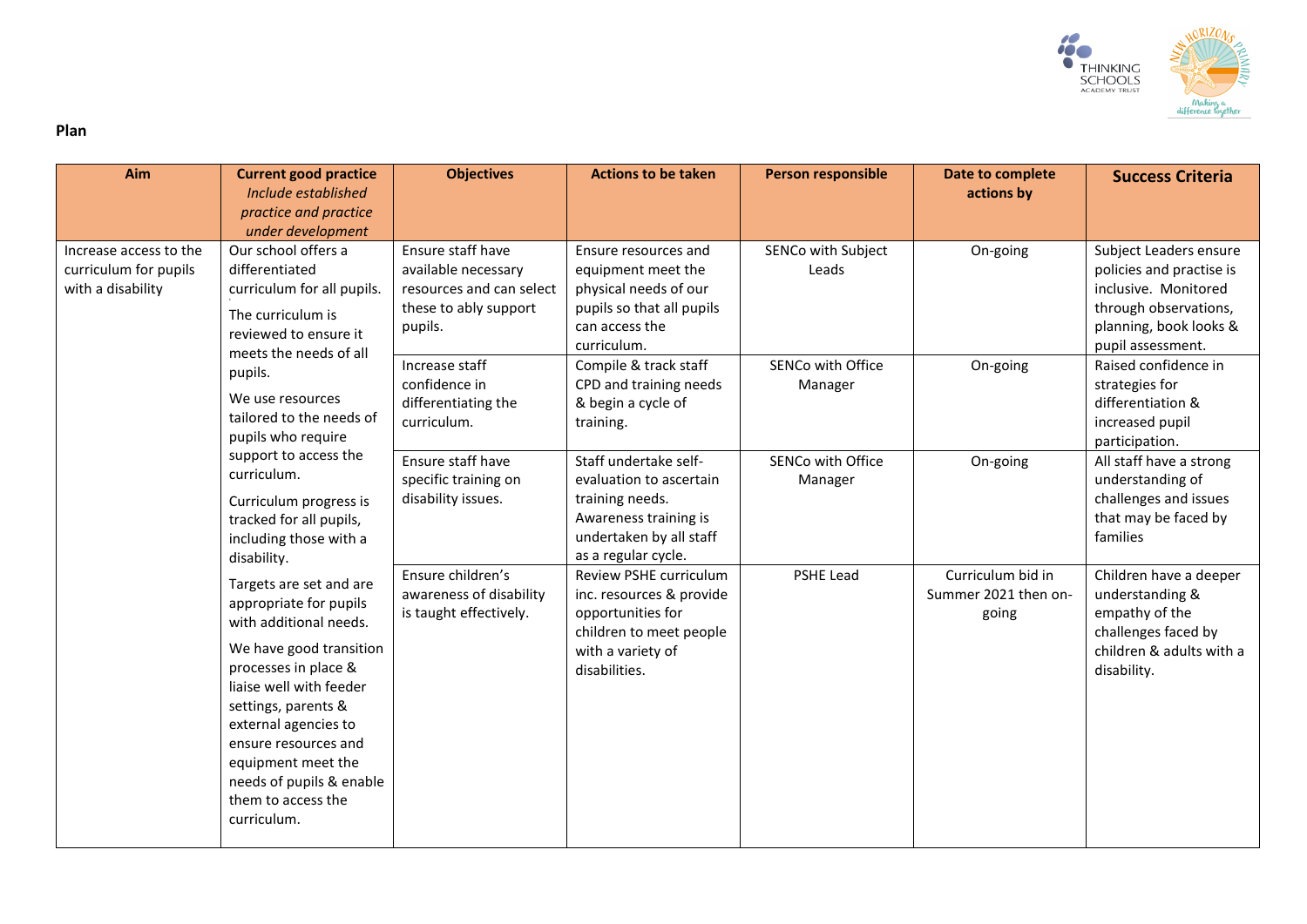**Plan**

| Aim | Current good practice *Include established practice and practice under development* | Objectives | Actions to be taken | Person responsible | Date to complete actions by | Success Criteria |
|---|---|---|---|---|---|---|
| Increase access to the curriculum for pupils with a disability | Our school offers a differentiated curriculum for all pupils. The curriculum is reviewed to ensure it meets the needs of all pupils. We use resources tailored to the needs of pupils who require support to access the curriculum. Curriculum progress is tracked for all pupils, including those with a disability. Targets are set and are appropriate for pupils with additional needs. We have good transition processes in place & liaise well with feeder settings, parents & external agencies to ensure resources and equipment meet the needs of pupils & enable them to access the curriculum. | Ensure staff have available necessary resources and can select these to ably support pupils. | Ensure resources and equipment meet the physical needs of our pupils so that all pupils can access the curriculum. | SENCo with Subject Leads | On-going | Subject Leaders ensure policies and practise is inclusive. Monitored through observations, planning, book looks & pupil assessment. |
| | | Increase staff confidence in differentiating the curriculum. | Compile & track staff CPD and training needs & begin a cycle of training. | SENCo with Office Manager | On-going | Raised confidence in strategies for differentiation & increased pupil participation. |
| | | Ensure staff have specific training on disability issues. | Staff undertake self-evaluation to ascertain training needs. Awareness training is undertaken by all staff as a regular cycle. | SENCo with Office Manager | On-going | All staff have a strong understanding of challenges and issues that may be faced by families |
| | | Ensure children's awareness of disability is taught effectively. | Review PSHE curriculum inc. resources & provide opportunities for children to meet people with a variety of disabilities. | PSHE Lead | Curriculum bid in Summer 2021 then on-going | Children have a deeper understanding & empathy of the challenges faced by children & adults with a disability. |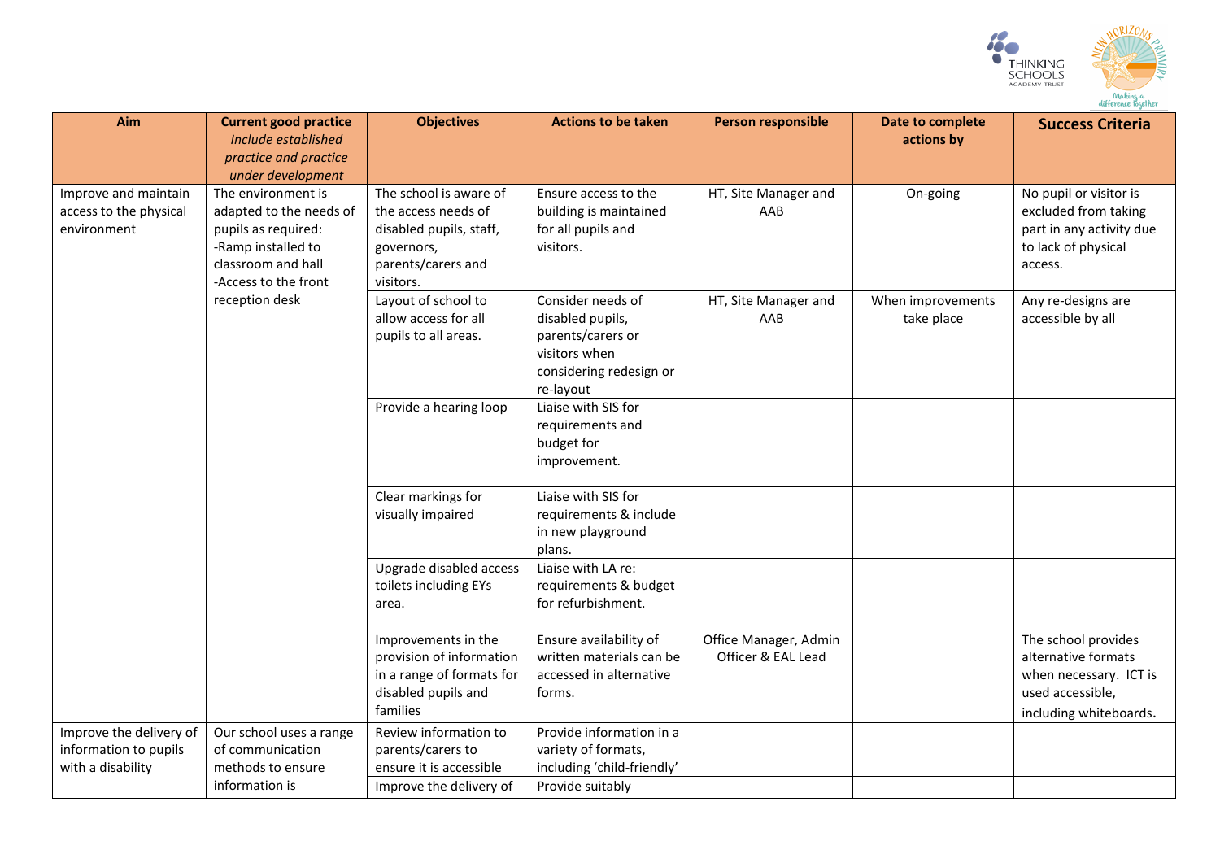| Aim | Current good practice *Include established practice and practice under development* | Objectives | Actions to be taken | Person responsible | Date to complete actions by | Success Criteria |
|---|---|---|---|---|---|---|
| Improve and maintain access to the physical environment | The environment is adapted to the needs of pupils as required: -Ramp installed to classroom and hall -Access to the front reception desk | The school is aware of the access needs of disabled pupils, staff, governors, parents/carers and visitors. | Ensure access to the building is maintained for all pupils and visitors. | HT, Site Manager and AAB | On-going | No pupil or visitor is excluded from taking part in any activity due to lack of physical access. |
| | | Layout of school to allow access for all pupils to all areas. | Consider needs of disabled pupils, parents/carers or visitors when considering redesign or re-layout | HT, Site Manager and AAB | When improvements take place | Any re-designs are accessible by all |
| | | Provide a hearing loop | Liaise with SIS for requirements and budget for improvement. | | | |
| | | Clear markings for visually impaired | Liaise with SIS for requirements & include in new playground plans. | | | |
| | | Upgrade disabled access toilets including EYs area. | Liaise with LA re: requirements & budget for refurbishment. | | | |
| | | Improvements in the provision of information in a range of formats for disabled pupils and families | Ensure availability of written materials can be accessed in alternative forms. | Office Manager, Admin Officer & EAL Lead | | The school provides alternative formats when necessary. ICT is used accessible, including whiteboards. |
| Improve the delivery of information to pupils with a disability | Our school uses a range of communication methods to ensure information is | Review information to parents/carers to ensure it is accessible | Provide information in a variety of formats, including 'child-friendly' | | | |
| | | Improve the delivery of | Provide suitably | | | |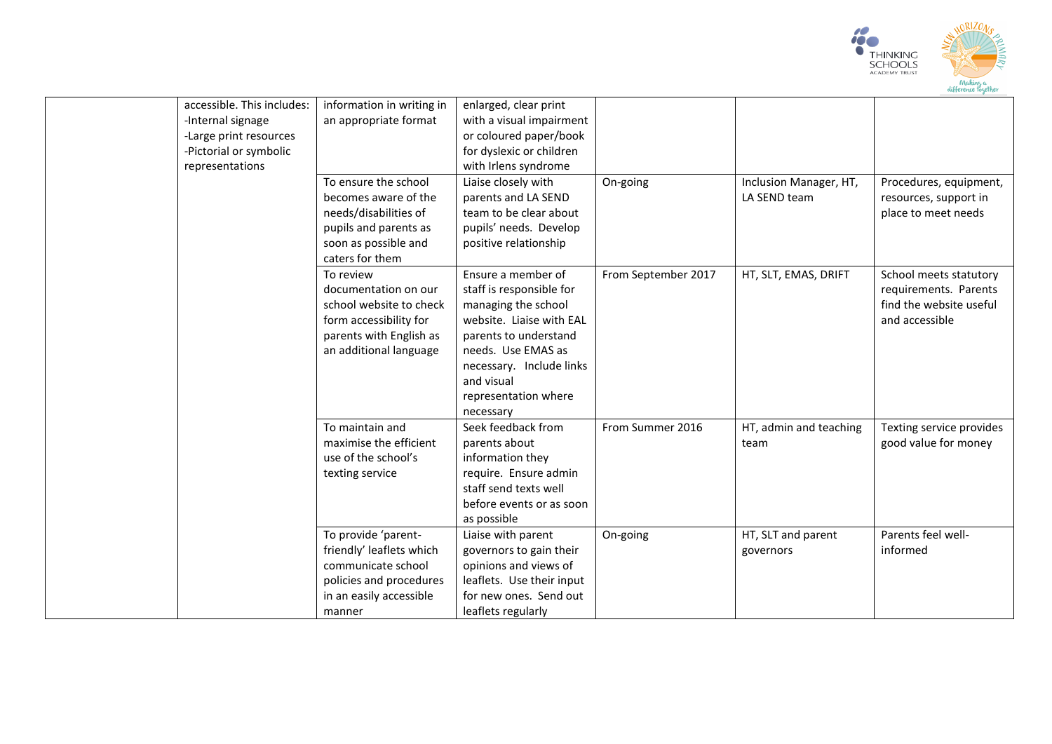| | | | | | |
|---|---|---|---|---|---|
| | accessible. This includes:<br>-Internal signage<br>-Large print resources<br>-Pictorial or symbolic representations | information in writing in an appropriate format | enlarged, clear print with a visual impairment or coloured paper/book for dyslexic or children with Irlens syndrome | | | |
| | | To ensure the school becomes aware of the needs/disabilities of pupils and parents as soon as possible and caters for them | Liaise closely with parents and LA SEND team to be clear about pupils' needs. Develop positive relationship | On-going | Inclusion Manager, HT, LA SEND team | Procedures, equipment, resources, support in place to meet needs |
| | | To review documentation on our school website to check form accessibility for parents with English as an additional language | Ensure a member of staff is responsible for managing the school website. Liaise with EAL parents to understand needs. Use EMAS as necessary. Include links and visual representation where necessary | From September 2017 | HT, SLT, EMAS, DRIFT | School meets statutory requirements. Parents find the website useful and accessible |
| | | To maintain and maximise the efficient use of the school's texting service | Seek feedback from parents about information they require. Ensure admin staff send texts well before events or as soon as possible | From Summer 2016 | HT, admin and teaching team | Texting service provides good value for money |
| | | To provide 'parent-friendly' leaflets which communicate school policies and procedures in an easily accessible manner | Liaise with parent governors to gain their opinions and views of leaflets. Use their input for new ones. Send out leaflets regularly | On-going | HT, SLT and parent governors | Parents feel well-informed |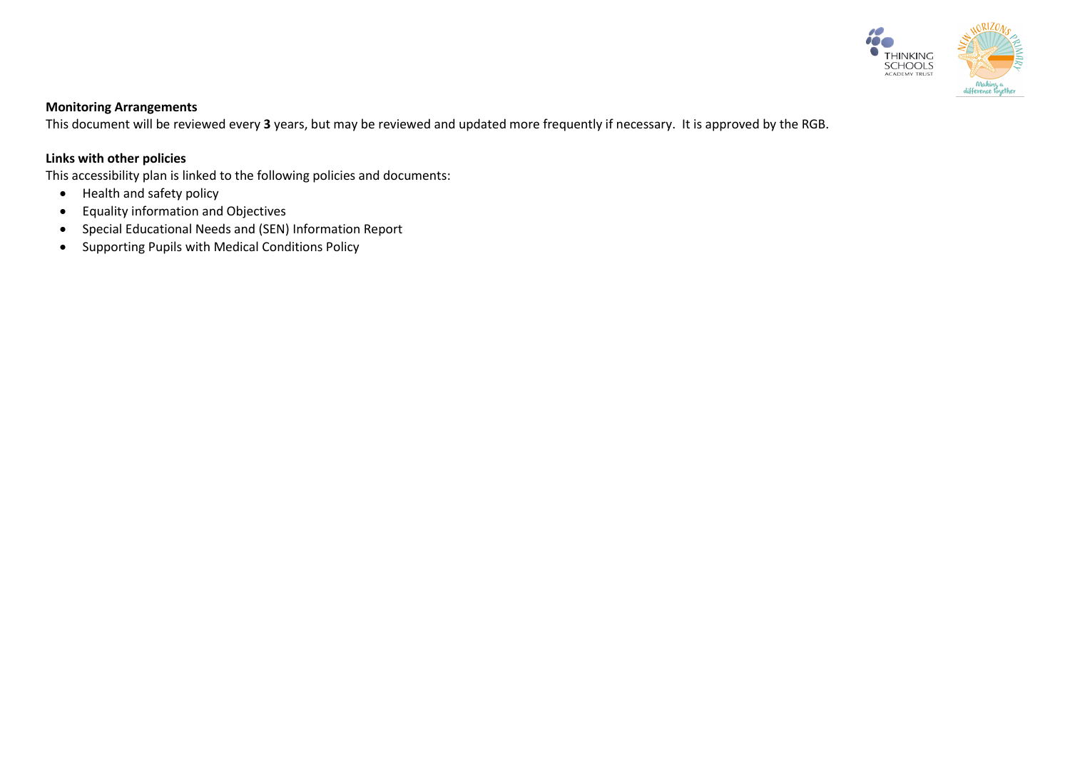**Monitoring Arrangements**

This document will be reviewed every **3** years, but may be reviewed and updated more frequently if necessary. It is approved by the RGB.

**Links with other policies**

This accessibility plan is linked to the following policies and documents:

- Health and safety policy
- Equality information and Objectives
- Special Educational Needs and (SEN) Information Report
- Supporting Pupils with Medical Conditions Policy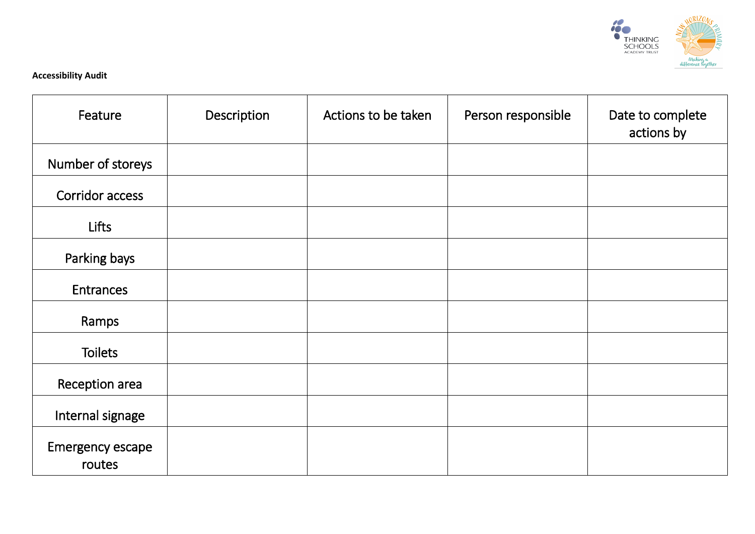**Accessibility Audit**

| Feature | Description | Actions to be taken | Person responsible | Date to complete actions by |
|---|---|---|---|---|
| Number of storeys | | | | |
| Corridor access | | | | |
| Lifts | | | | |
| Parking bays | | | | |
| Entrances | | | | |
| Ramps | | | | |
| Toilets | | | | |
| Reception area | | | | |
| Internal signage | | | | |
| Emergency escape routes | | | | |